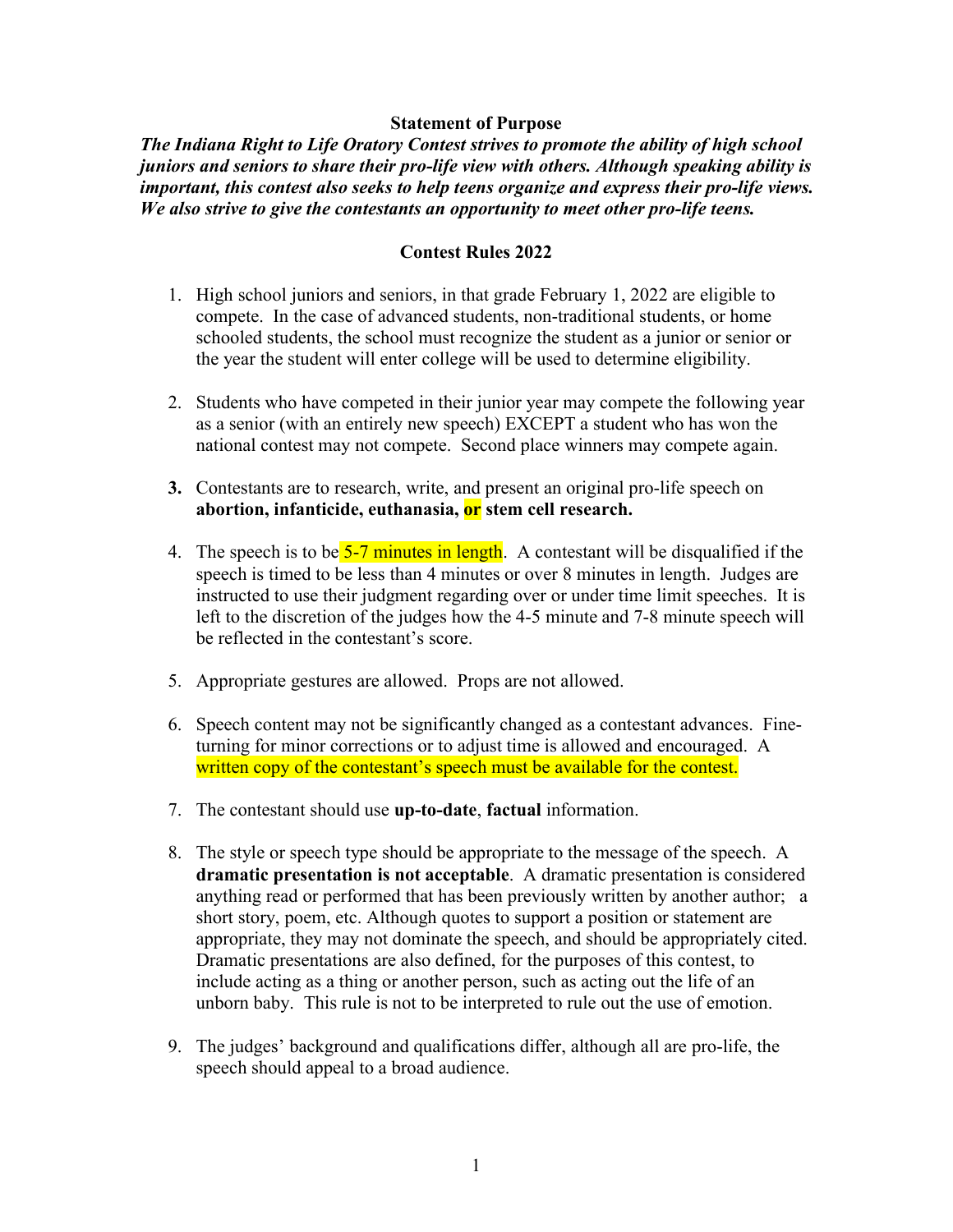**Statement of Purpose**

***The Indiana Right to Life Oratory Contest strives to promote the ability of high school juniors and seniors to share their pro-life view with others. Although speaking ability is important, this contest also seeks to help teens organize and express their pro-life views. We also strive to give the contestants an opportunity to meet other pro-life teens.***

**Contest Rules 2022**

1. High school juniors and seniors, in that grade February 1, 2022 are eligible to compete. In the case of advanced students, non-traditional students, or home schooled students, the school must recognize the student as a junior or senior or the year the student will enter college will be used to determine eligibility.

2. Students who have competed in their junior year may compete the following year as a senior (with an entirely new speech) EXCEPT a student who has won the national contest may not compete. Second place winners may compete again.

3. Contestants are to research, write, and present an original pro-life speech on **abortion, infanticide, euthanasia, or stem cell research.**

4. The speech is to be 5-7 minutes in length. A contestant will be disqualified if the speech is timed to be less than 4 minutes or over 8 minutes in length. Judges are instructed to use their judgment regarding over or under time limit speeches. It is left to the discretion of the judges how the 4-5 minute and 7-8 minute speech will be reflected in the contestant's score.

5. Appropriate gestures are allowed. Props are not allowed.

6. Speech content may not be significantly changed as a contestant advances. Fine-turning for minor corrections or to adjust time is allowed and encouraged. A written copy of the contestant's speech must be available for the contest.

7. The contestant should use **up-to-date**, **factual** information.

8. The style or speech type should be appropriate to the message of the speech. A **dramatic presentation is not acceptable**. A dramatic presentation is considered anything read or performed that has been previously written by another author; a short story, poem, etc. Although quotes to support a position or statement are appropriate, they may not dominate the speech, and should be appropriately cited. Dramatic presentations are also defined, for the purposes of this contest, to include acting as a thing or another person, such as acting out the life of an unborn baby. This rule is not to be interpreted to rule out the use of emotion.

9. The judges' background and qualifications differ, although all are pro-life, the speech should appeal to a broad audience.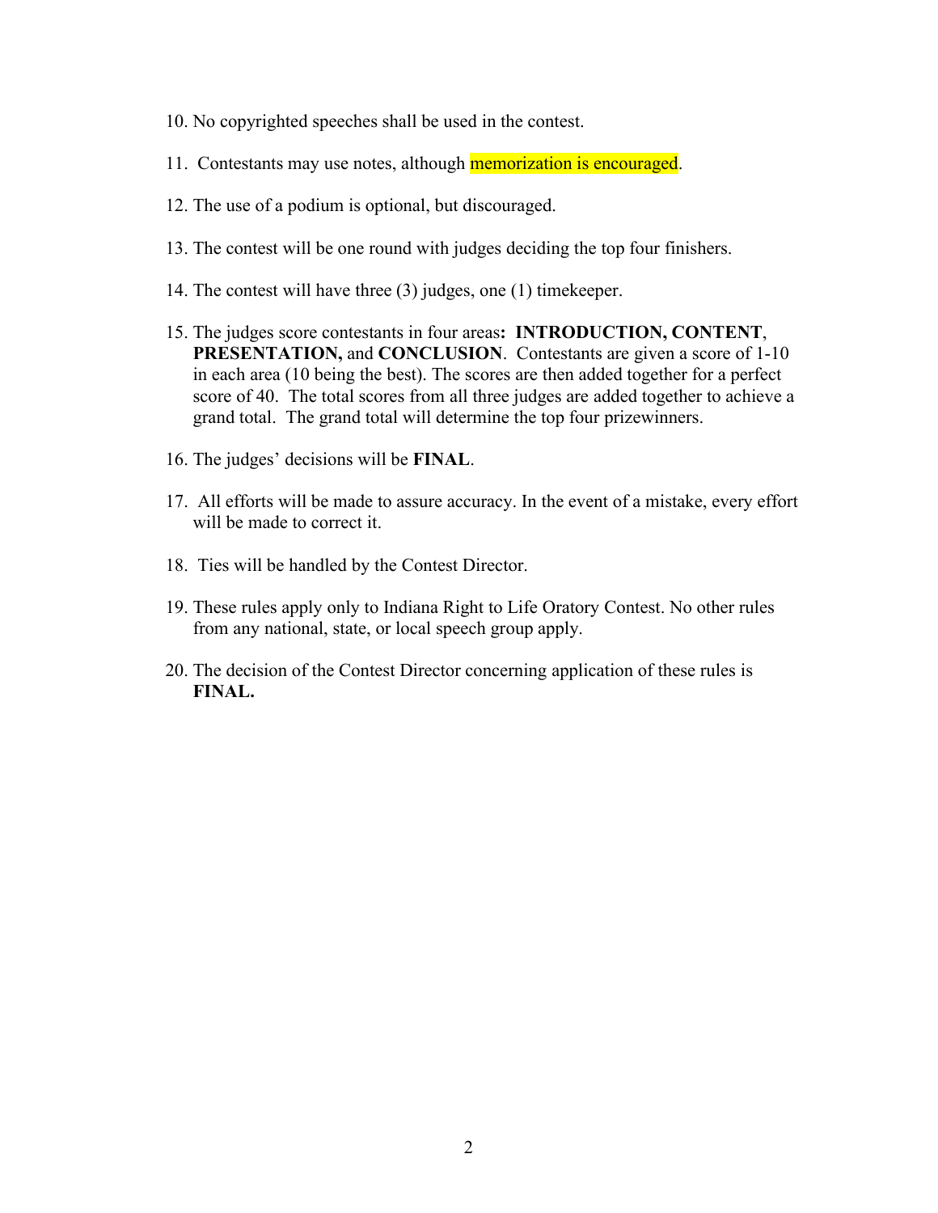10. No copyrighted speeches shall be used in the contest.

11. Contestants may use notes, although memorization is encouraged.

12. The use of a podium is optional, but discouraged.

13. The contest will be one round with judges deciding the top four finishers.

14. The contest will have three (3) judges, one (1) timekeeper.

15. The judges score contestants in four areas**: INTRODUCTION, CONTENT**, **PRESENTATION,** and **CONCLUSION**. Contestants are given a score of 1-10 in each area (10 being the best). The scores are then added together for a perfect score of 40. The total scores from all three judges are added together to achieve a grand total. The grand total will determine the top four prizewinners.

16. The judges' decisions will be **FINAL**.

17. All efforts will be made to assure accuracy. In the event of a mistake, every effort will be made to correct it.

18. Ties will be handled by the Contest Director.

19. These rules apply only to Indiana Right to Life Oratory Contest. No other rules from any national, state, or local speech group apply.

20. The decision of the Contest Director concerning application of these rules is **FINAL.**